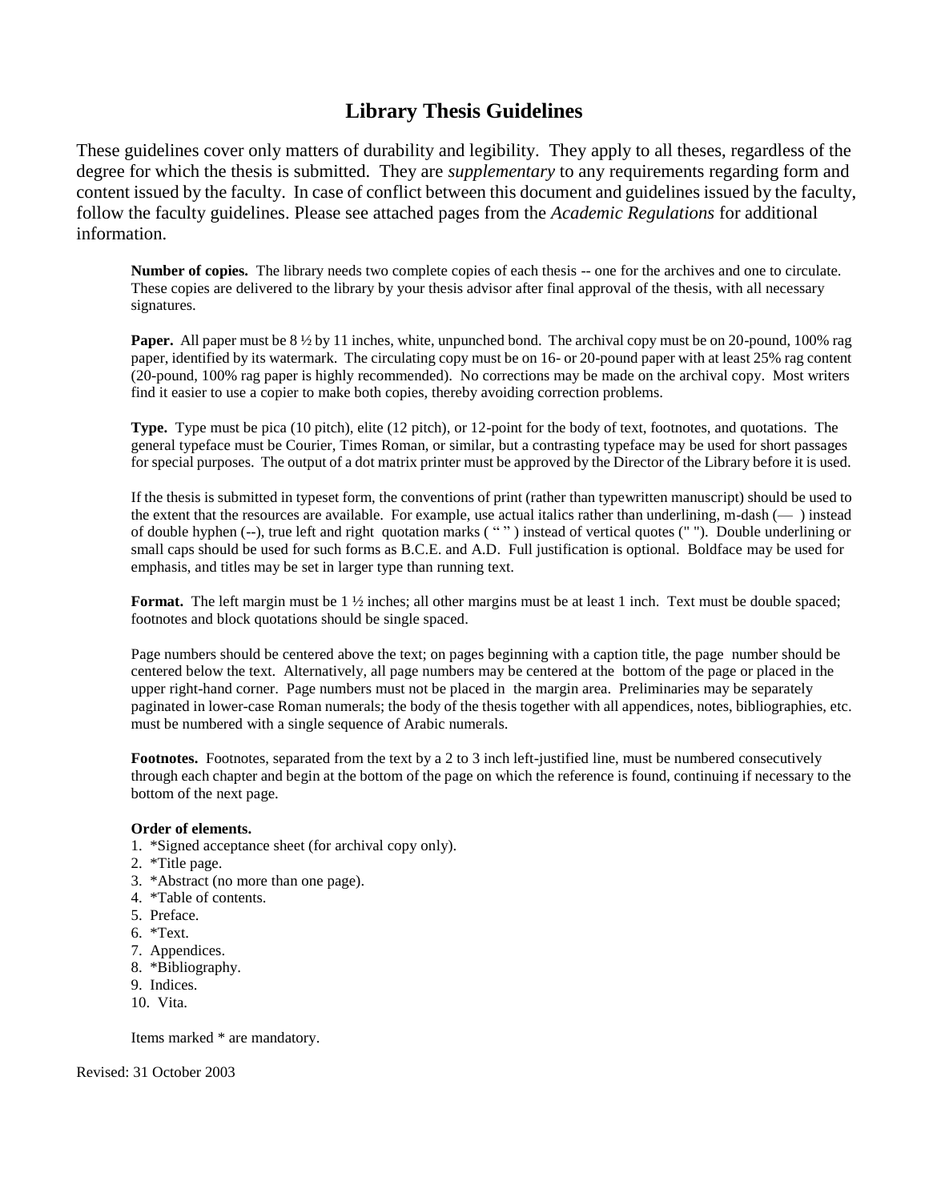# Library Thesis Guidelines

These guidelines cover only matters of durability and legibility. They apply to all theses, regardless of the degree for which the thesis is submitted. They are *supplementary* to any requirements regarding form and content issued by the faculty. In case of conflict between this document and guidelines issued by the faculty, follow the faculty guidelines. Please see attached pages from the *Academic Regulations* for additional information.

**Number of copies.** The library needs two complete copies of each thesis -- one for the archives and one to circulate. These copies are delivered to the library by your thesis advisor after final approval of the thesis, with all necessary signatures.

**Paper.** All paper must be 8 ½ by 11 inches, white, unpunched bond. The archival copy must be on 20-pound, 100% rag paper, identified by its watermark. The circulating copy must be on 16- or 20-pound paper with at least 25% rag content (20-pound, 100% rag paper is highly recommended). No corrections may be made on the archival copy. Most writers find it easier to use a copier to make both copies, thereby avoiding correction problems.

**Type.** Type must be pica (10 pitch), elite (12 pitch), or 12-point for the body of text, footnotes, and quotations. The general typeface must be Courier, Times Roman, or similar, but a contrasting typeface may be used for short passages for special purposes. The output of a dot matrix printer must be approved by the Director of the Library before it is used.

If the thesis is submitted in typeset form, the conventions of print (rather than typewritten manuscript) should be used to the extent that the resources are available. For example, use actual italics rather than underlining, m-dash (— ) instead of double hyphen (--), true left and right quotation marks ( “ ” ) instead of vertical quotes (" "). Double underlining or small caps should be used for such forms as B.C.E. and A.D. Full justification is optional. Boldface may be used for emphasis, and titles may be set in larger type than running text.

**Format.** The left margin must be 1 ½ inches; all other margins must be at least 1 inch. Text must be double spaced; footnotes and block quotations should be single spaced.

Page numbers should be centered above the text; on pages beginning with a caption title, the page number should be centered below the text. Alternatively, all page numbers may be centered at the bottom of the page or placed in the upper right-hand corner. Page numbers must not be placed in the margin area. Preliminaries may be separately paginated in lower-case Roman numerals; the body of the thesis together with all appendices, notes, bibliographies, etc. must be numbered with a single sequence of Arabic numerals.

**Footnotes.** Footnotes, separated from the text by a 2 to 3 inch left-justified line, must be numbered consecutively through each chapter and begin at the bottom of the page on which the reference is found, continuing if necessary to the bottom of the next page.

**Order of elements.**

1. *Signed acceptance sheet (for archival copy only).
2. *Title page.
3. *Abstract (no more than one page).
4. *Table of contents.
5. Preface.
6. *Text.
7. Appendices.
8. *Bibliography.
9. Indices.
10. Vita.

Items marked * are mandatory.

Revised: 31 October 2003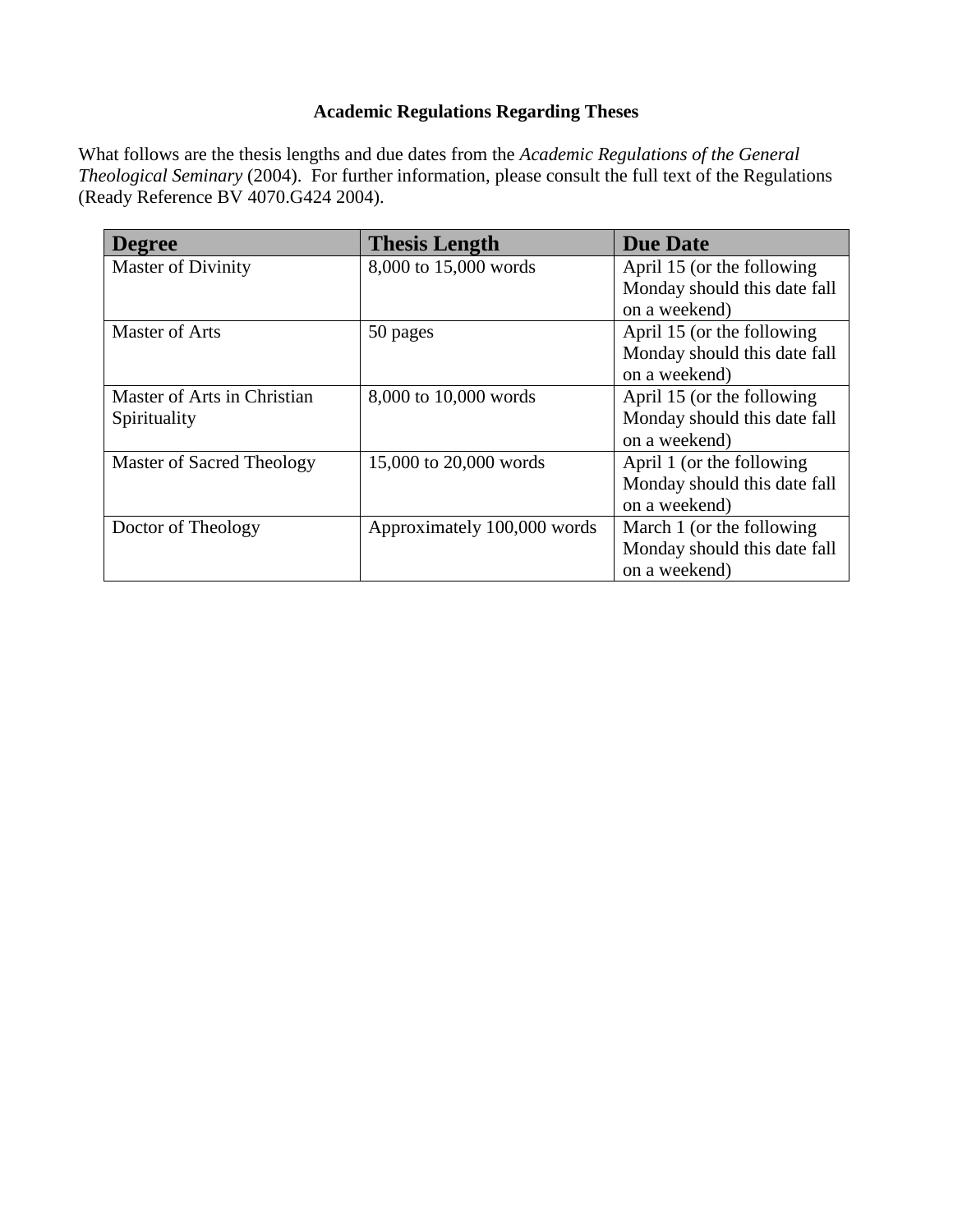**Academic Regulations Regarding Theses**

What follows are the thesis lengths and due dates from the *Academic Regulations of the General Theological Seminary* (2004). For further information, please consult the full text of the Regulations (Ready Reference BV 4070.G424 2004).

| Degree | Thesis Length | Due Date |
|---|---|---|
| Master of Divinity | 8,000 to 15,000 words | April 15 (or the following Monday should this date fall on a weekend) |
| Master of Arts | 50 pages | April 15 (or the following Monday should this date fall on a weekend) |
| Master of Arts in Christian Spirituality | 8,000 to 10,000 words | April 15 (or the following Monday should this date fall on a weekend) |
| Master of Sacred Theology | 15,000 to 20,000 words | April 1 (or the following Monday should this date fall on a weekend) |
| Doctor of Theology | Approximately 100,000 words | March 1 (or the following Monday should this date fall on a weekend) |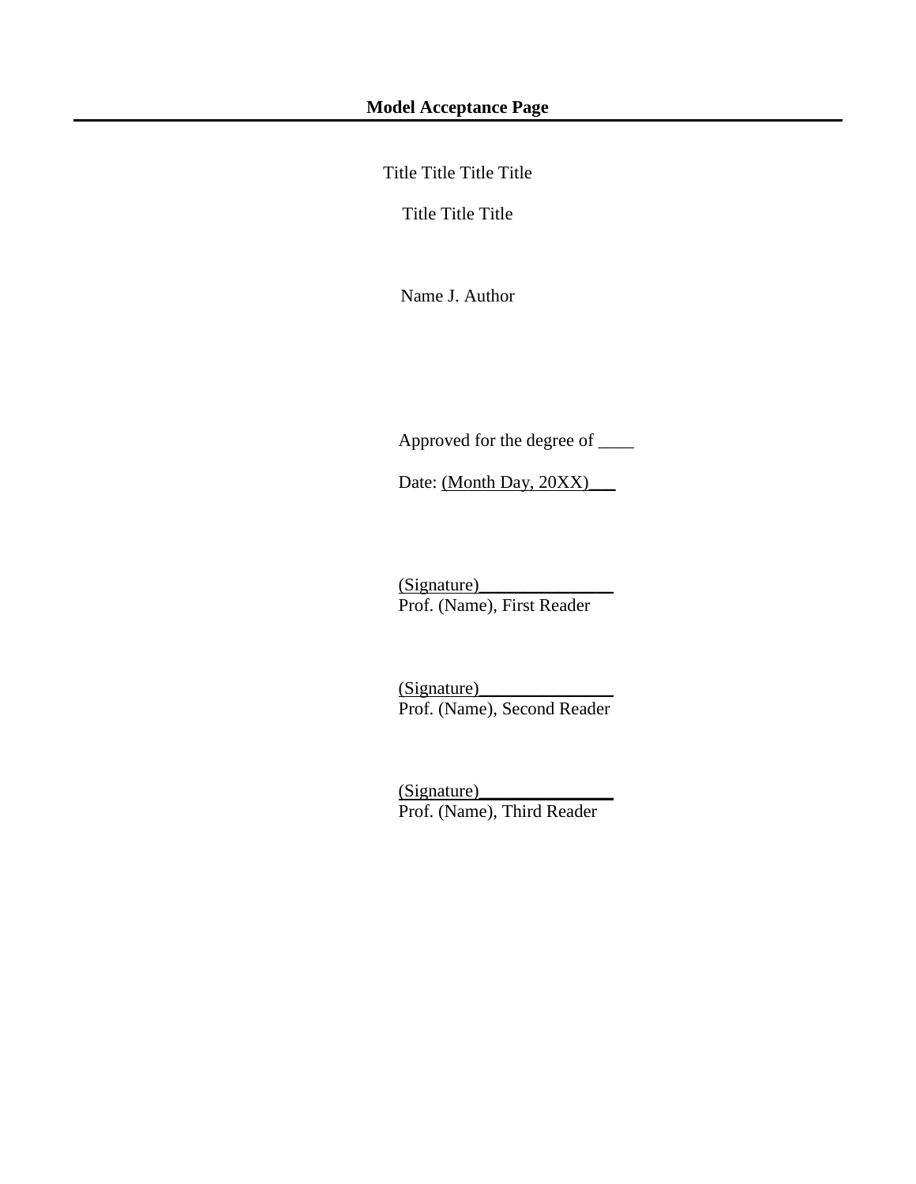**Model Acceptance Page**

---

Title Title Title Title

Title Title Title

Name J. Author

Approved for the degree of ____

Date: (Month Day, 20XX)___

(Signature)_______________
Prof. (Name), First Reader

(Signature)_______________
Prof. (Name), Second Reader

(Signature)_______________
Prof. (Name), Third Reader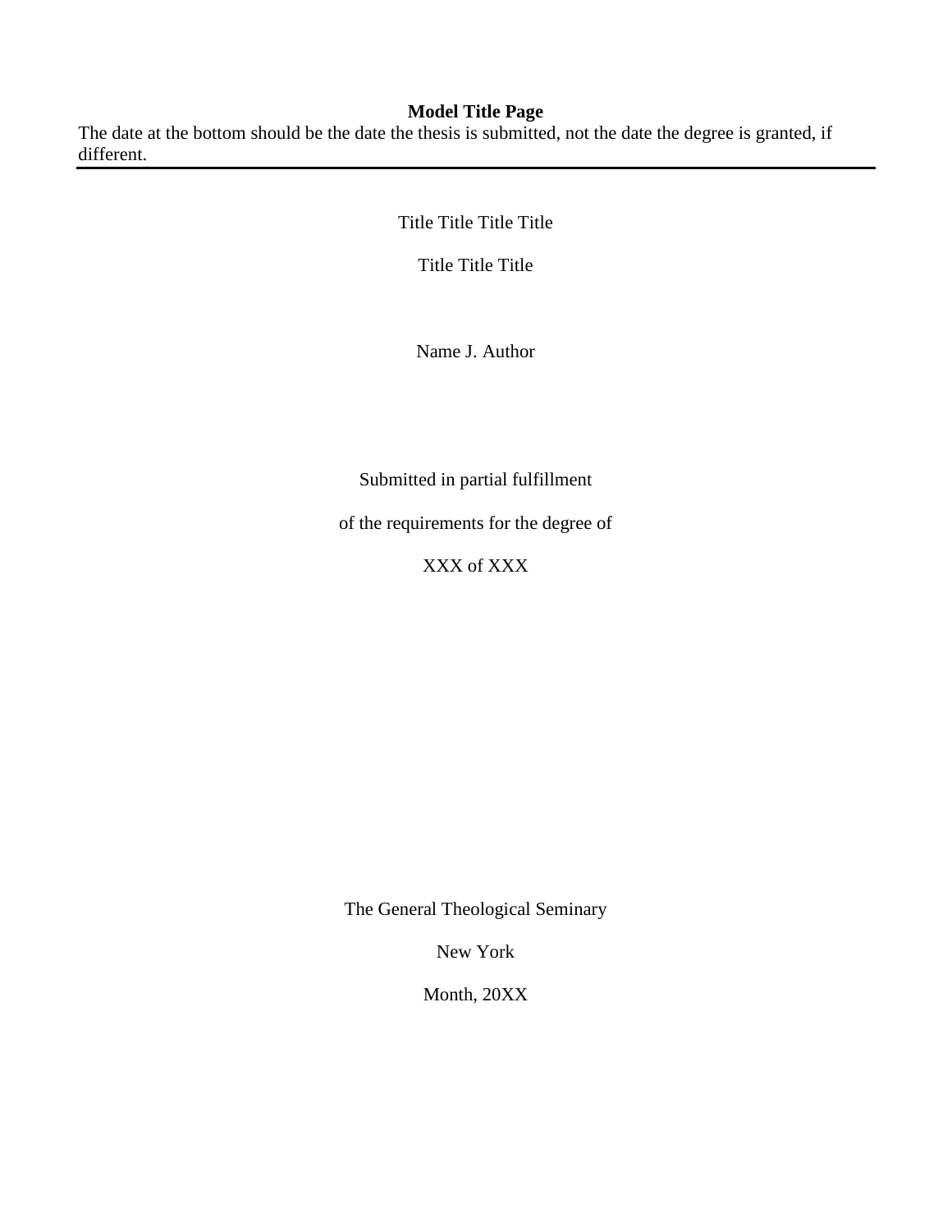**Model Title Page**

The date at the bottom should be the date the thesis is submitted, not the date the degree is granted, if different.

---

Title Title Title Title

Title Title Title

Name J. Author

Submitted in partial fulfillment

of the requirements for the degree of

XXX of XXX

The General Theological Seminary

New York

Month, 20XX